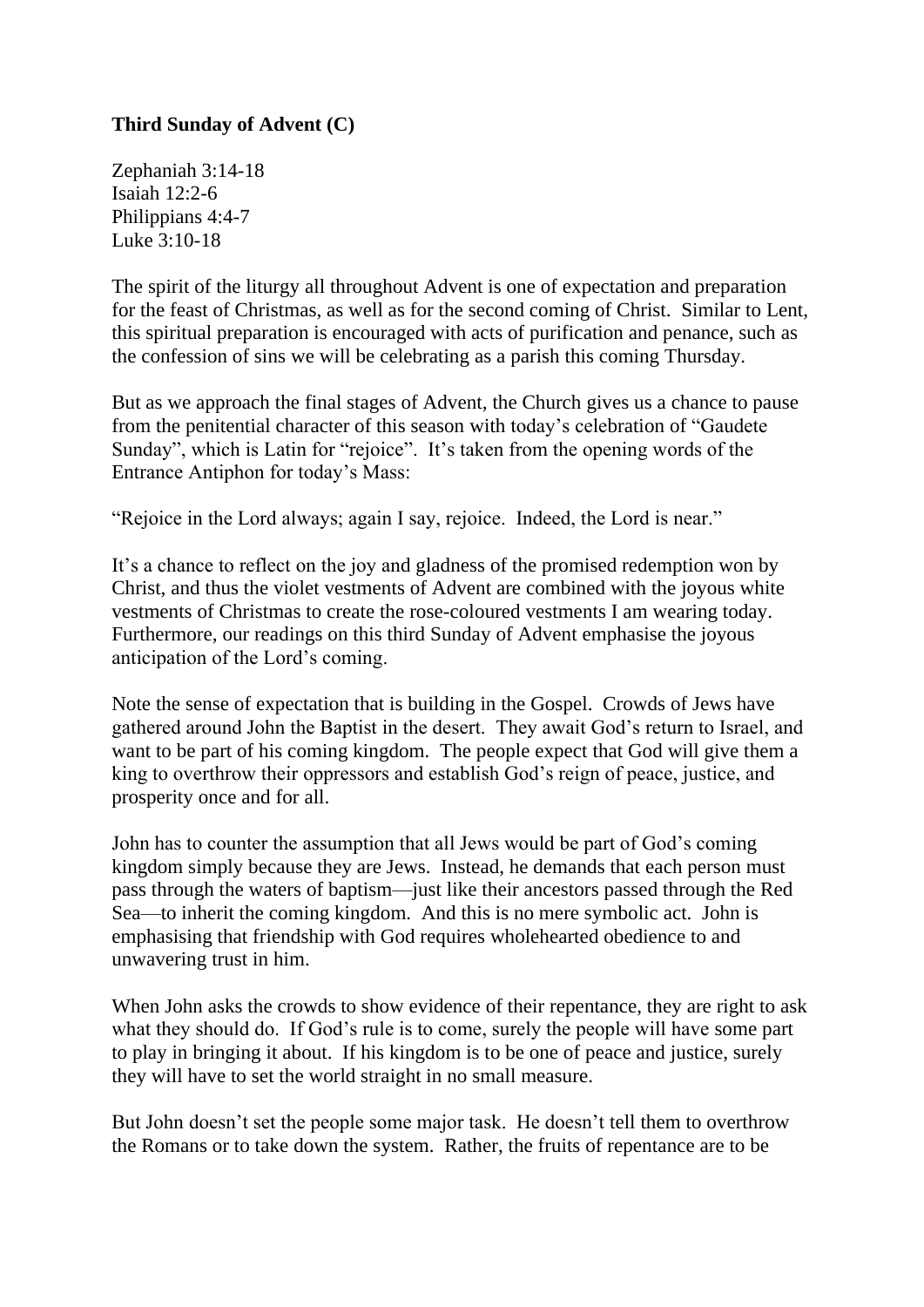**Third Sunday of Advent (C)**

Zephaniah 3:14-18
Isaiah 12:2-6
Philippians 4:4-7
Luke 3:10-18

The spirit of the liturgy all throughout Advent is one of expectation and preparation for the feast of Christmas, as well as for the second coming of Christ. Similar to Lent, this spiritual preparation is encouraged with acts of purification and penance, such as the confession of sins we will be celebrating as a parish this coming Thursday.

But as we approach the final stages of Advent, the Church gives us a chance to pause from the penitential character of this season with today's celebration of "Gaudete Sunday", which is Latin for "rejoice". It's taken from the opening words of the Entrance Antiphon for today's Mass:

"Rejoice in the Lord always; again I say, rejoice. Indeed, the Lord is near."

It's a chance to reflect on the joy and gladness of the promised redemption won by Christ, and thus the violet vestments of Advent are combined with the joyous white vestments of Christmas to create the rose-coloured vestments I am wearing today. Furthermore, our readings on this third Sunday of Advent emphasise the joyous anticipation of the Lord's coming.

Note the sense of expectation that is building in the Gospel. Crowds of Jews have gathered around John the Baptist in the desert. They await God's return to Israel, and want to be part of his coming kingdom. The people expect that God will give them a king to overthrow their oppressors and establish God's reign of peace, justice, and prosperity once and for all.

John has to counter the assumption that all Jews would be part of God's coming kingdom simply because they are Jews. Instead, he demands that each person must pass through the waters of baptism—just like their ancestors passed through the Red Sea—to inherit the coming kingdom. And this is no mere symbolic act. John is emphasising that friendship with God requires wholehearted obedience to and unwavering trust in him.

When John asks the crowds to show evidence of their repentance, they are right to ask what they should do. If God's rule is to come, surely the people will have some part to play in bringing it about. If his kingdom is to be one of peace and justice, surely they will have to set the world straight in no small measure.

But John doesn't set the people some major task. He doesn't tell them to overthrow the Romans or to take down the system. Rather, the fruits of repentance are to be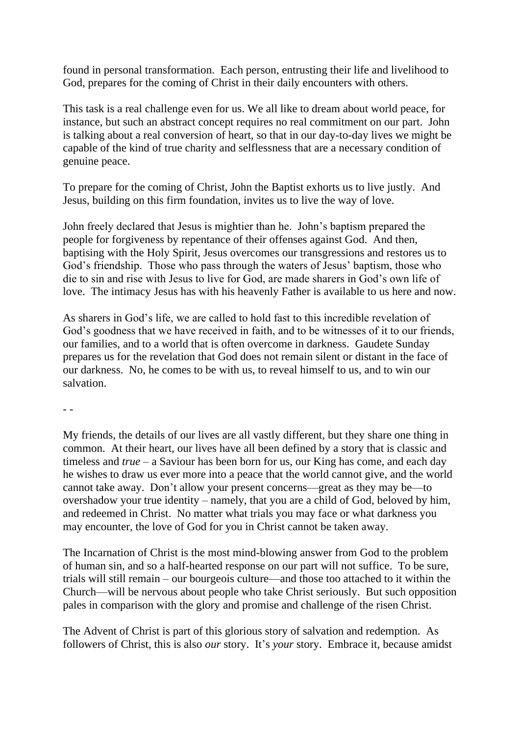found in personal transformation. Each person, entrusting their life and livelihood to God, prepares for the coming of Christ in their daily encounters with others.

This task is a real challenge even for us. We all like to dream about world peace, for instance, but such an abstract concept requires no real commitment on our part. John is talking about a real conversion of heart, so that in our day-to-day lives we might be capable of the kind of true charity and selflessness that are a necessary condition of genuine peace.

To prepare for the coming of Christ, John the Baptist exhorts us to live justly. And Jesus, building on this firm foundation, invites us to live the way of love.

John freely declared that Jesus is mightier than he. John's baptism prepared the people for forgiveness by repentance of their offenses against God. And then, baptising with the Holy Spirit, Jesus overcomes our transgressions and restores us to God's friendship. Those who pass through the waters of Jesus' baptism, those who die to sin and rise with Jesus to live for God, are made sharers in God's own life of love. The intimacy Jesus has with his heavenly Father is available to us here and now.

As sharers in God's life, we are called to hold fast to this incredible revelation of God's goodness that we have received in faith, and to be witnesses of it to our friends, our families, and to a world that is often overcome in darkness. Gaudete Sunday prepares us for the revelation that God does not remain silent or distant in the face of our darkness. No, he comes to be with us, to reveal himself to us, and to win our salvation.

- -

My friends, the details of our lives are all vastly different, but they share one thing in common. At their heart, our lives have all been defined by a story that is classic and timeless and *true* – a Saviour has been born for us, our King has come, and each day he wishes to draw us ever more into a peace that the world cannot give, and the world cannot take away. Don't allow your present concerns—great as they may be—to overshadow your true identity – namely, that you are a child of God, beloved by him, and redeemed in Christ. No matter what trials you may face or what darkness you may encounter, the love of God for you in Christ cannot be taken away.

The Incarnation of Christ is the most mind-blowing answer from God to the problem of human sin, and so a half-hearted response on our part will not suffice. To be sure, trials will still remain – our bourgeois culture—and those too attached to it within the Church—will be nervous about people who take Christ seriously. But such opposition pales in comparison with the glory and promise and challenge of the risen Christ.

The Advent of Christ is part of this glorious story of salvation and redemption. As followers of Christ, this is also *our* story. It's *your* story. Embrace it, because amidst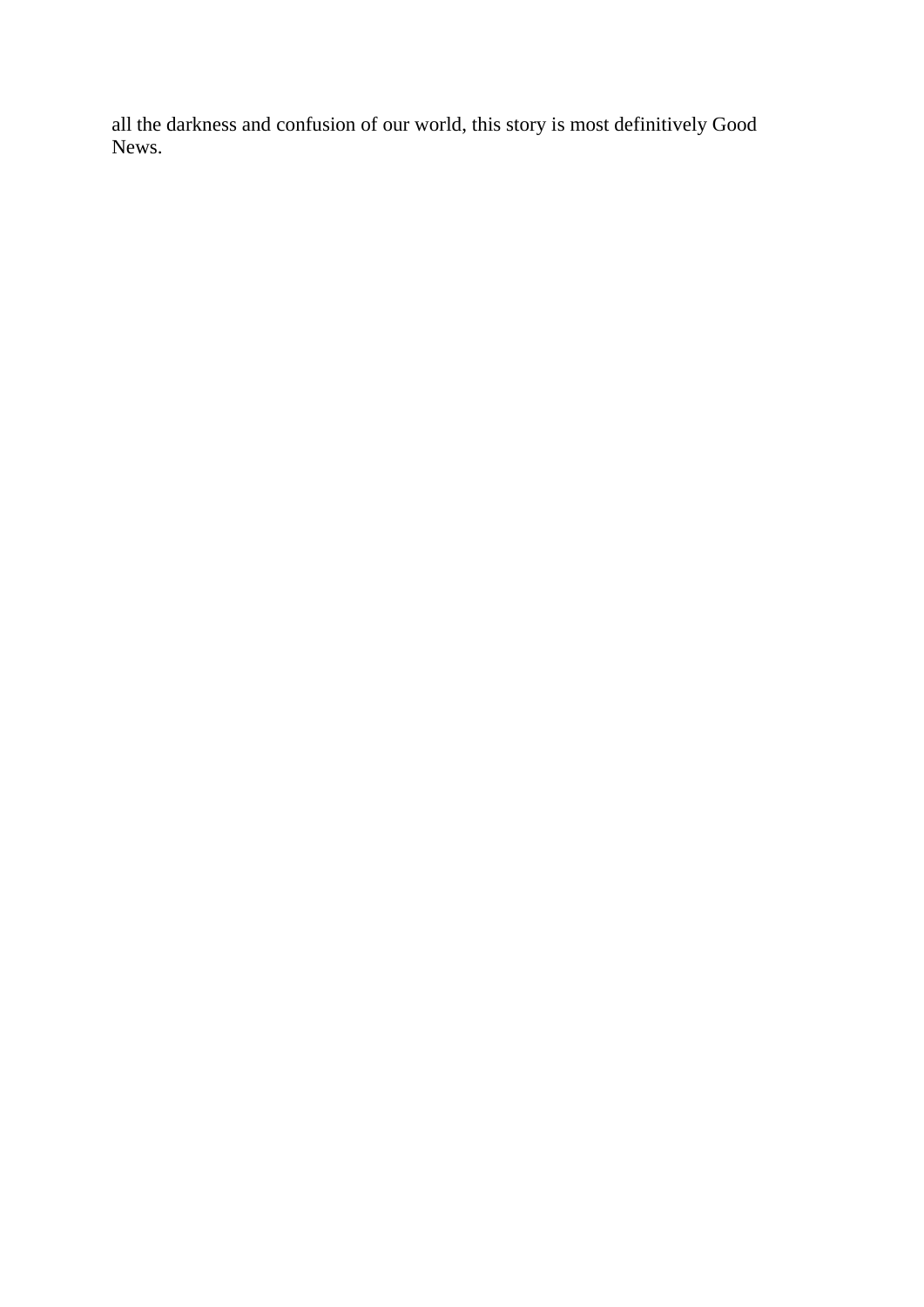all the darkness and confusion of our world, this story is most definitively Good News.